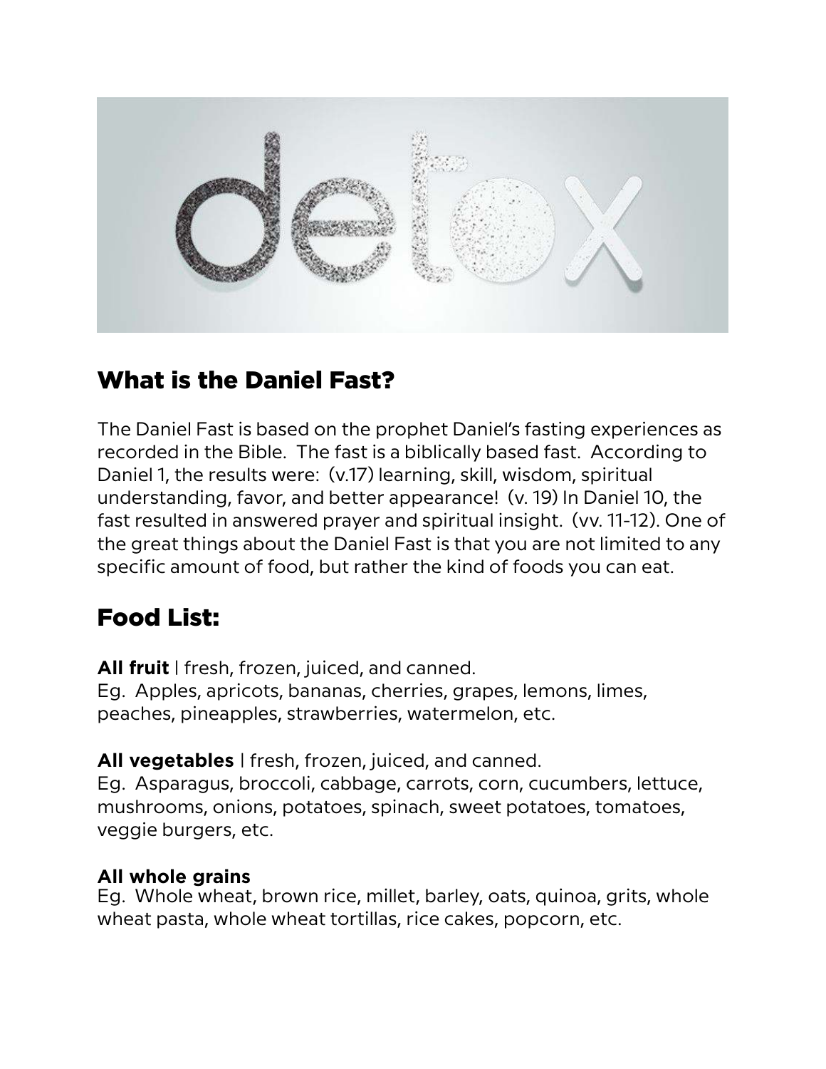## What is the Daniel Fast?

The Daniel Fast is based on the prophet Daniel's fasting experiences as recorded in the Bible. The fast is a biblically based fast. According to Daniel 1, the results were: (v.17) learning, skill, wisdom, spiritual understanding, favor, and better appearance! (v. 19) In Daniel 10, the fast resulted in answered prayer and spiritual insight. (vv. 11-12). One of the great things about the Daniel Fast is that you are not limited to any specific amount of food, but rather the kind of foods you can eat.

## Food List:

**All fruit** | fresh, frozen, juiced, and canned.
Eg. Apples, apricots, bananas, cherries, grapes, lemons, limes, peaches, pineapples, strawberries, watermelon, etc.

**All vegetables** | fresh, frozen, juiced, and canned.
Eg. Asparagus, broccoli, cabbage, carrots, corn, cucumbers, lettuce, mushrooms, onions, potatoes, spinach, sweet potatoes, tomatoes, veggie burgers, etc.

**All whole grains**
Eg. Whole wheat, brown rice, millet, barley, oats, quinoa, grits, whole wheat pasta, whole wheat tortillas, rice cakes, popcorn, etc.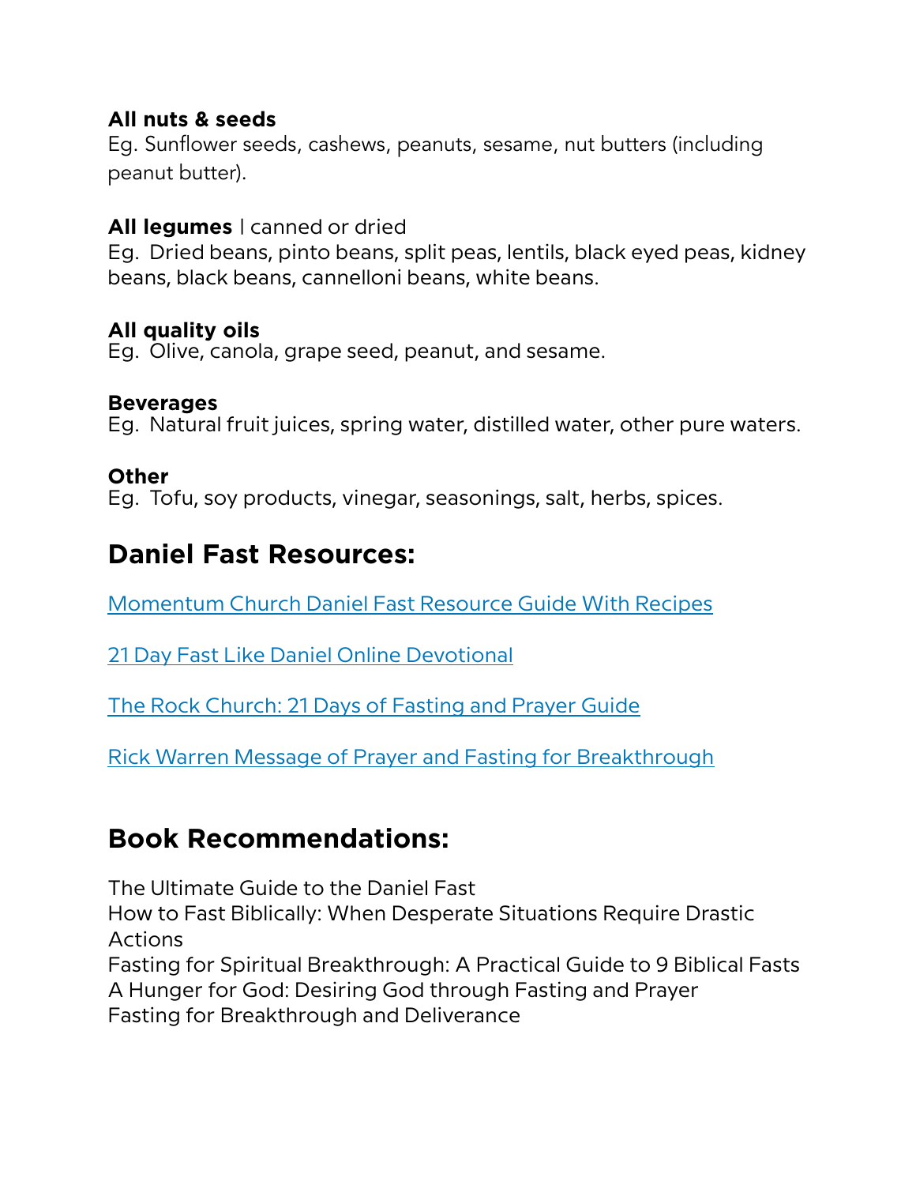**All nuts & seeds**
Eg. Sunflower seeds, cashews, peanuts, sesame, nut butters (including peanut butter).

**All legumes** | canned or dried
Eg. Dried beans, pinto beans, split peas, lentils, black eyed peas, kidney beans, black beans, cannelloni beans, white beans.

**All quality oils**
Eg. Olive, canola, grape seed, peanut, and sesame.

**Beverages**
Eg. Natural fruit juices, spring water, distilled water, other pure waters.

**Other**
Eg. Tofu, soy products, vinegar, seasonings, salt, herbs, spices.

## Daniel Fast Resources:

Momentum Church Daniel Fast Resource Guide With Recipes

21 Day Fast Like Daniel Online Devotional

The Rock Church: 21 Days of Fasting and Prayer Guide

Rick Warren Message of Prayer and Fasting for Breakthrough

## Book Recommendations:

The Ultimate Guide to the Daniel Fast
How to Fast Biblically: When Desperate Situations Require Drastic Actions
Fasting for Spiritual Breakthrough: A Practical Guide to 9 Biblical Fasts
A Hunger for God: Desiring God through Fasting and Prayer
Fasting for Breakthrough and Deliverance